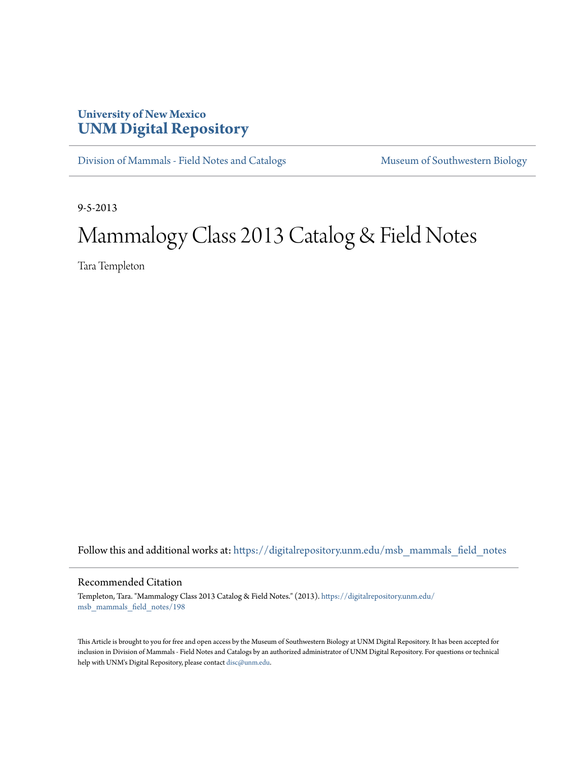**University of New Mexico**
**UNM Digital Repository**

Division of Mammals - Field Notes and Catalogs | Museum of Southwestern Biology

9-5-2013

# Mammalogy Class 2013 Catalog & Field Notes

Tara Templeton

Follow this and additional works at: https://digitalrepository.unm.edu/msb_mammals_field_notes

## Recommended Citation

Templeton, Tara. "Mammalogy Class 2013 Catalog & Field Notes." (2013). https://digitalrepository.unm.edu/msb_mammals_field_notes/198

This Article is brought to you for free and open access by the Museum of Southwestern Biology at UNM Digital Repository. It has been accepted for inclusion in Division of Mammals - Field Notes and Catalogs by an authorized administrator of UNM Digital Repository. For questions or technical help with UNM's Digital Repository, please contact disc@unm.edu.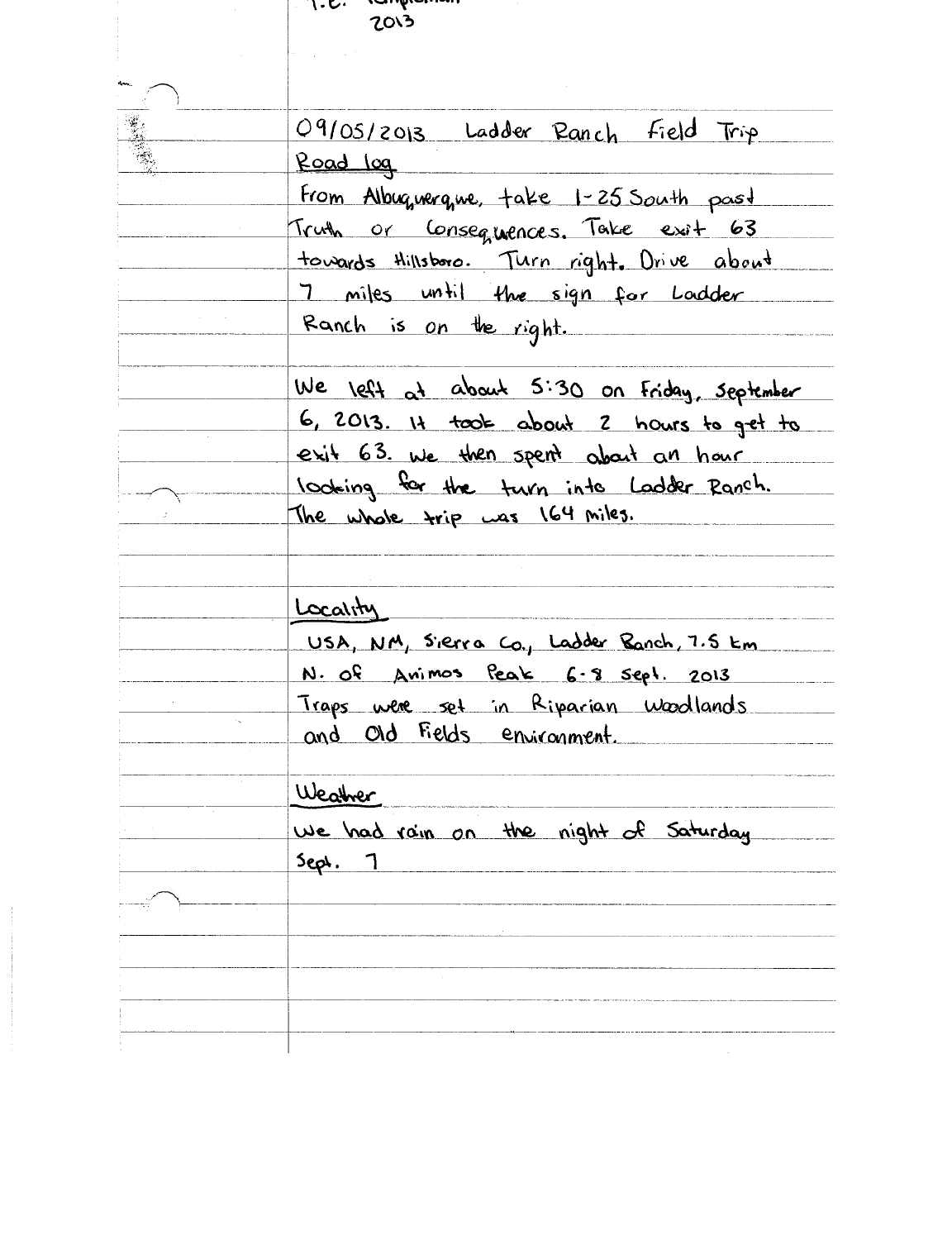T.C. Templeman
2013

09/05/2013 Ladder Ranch Field Trip

**Road log**

From Albuquerque, take I-25 South past Truth or Consequences. Take exit 63 towards Hillsboro. Turn right. Drive about 7 miles until the sign for Ladder Ranch is on the right.

We left at about 5:30 on Friday, September 6, 2013. It took about 2 hours to get to exit 63. We then spent about an hour looking for the turn into Ladder Ranch. The whole trip was 164 miles.

**Locality**

USA, NM, Sierra Co., Ladder Ranch, 7.5 km N. of Animos Peak 6-8 Sept. 2013
Traps were set in Riparian Woodlands and Old Fields environment.

**Weather**

We had rain on the night of Saturday Sept. 7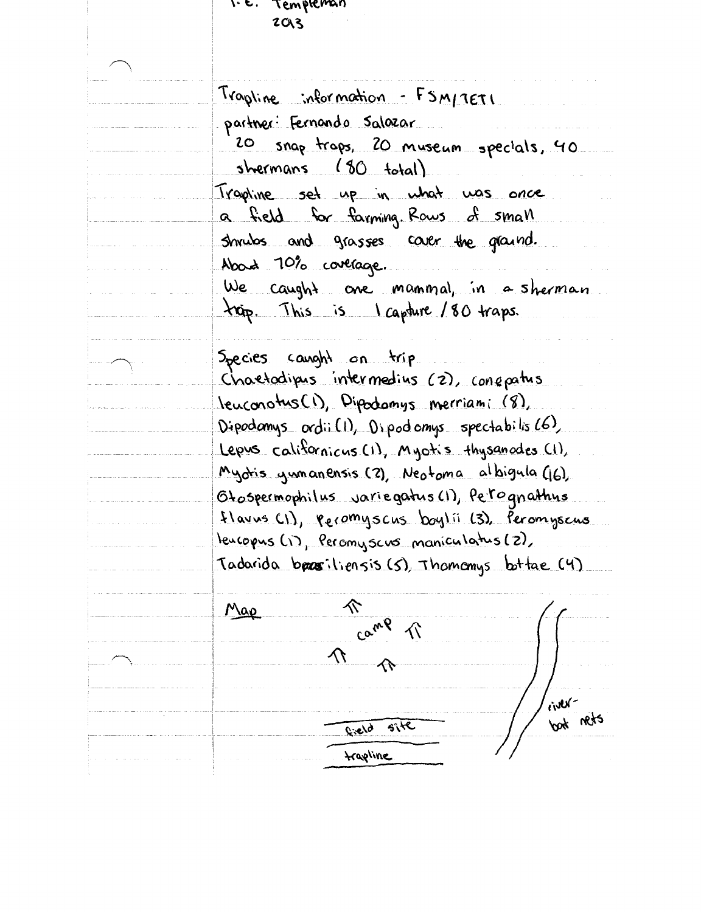T.E. Templeman
2013

Trapline information - FSM/TET1

partner: Fernando Salazar

20 snap traps, 20 museum specials, 40 shermans (80 total)

Trapline set up in what was once a field for farming. Rows of small shrubs and grasses cover the ground. About 70% coverage.

We caught one mammal, in a sherman trap. This is 1 capture / 80 traps.

Species caught on trip

Chaetodipus intermedius (2), Conepatus leuconotus (1), Dipodomys merriami (8), Dipodomys ordii (1), Dipodomys spectabilis (6), Lepus californicus (1), Myotis thysanodes (1), Myotis yumanensis (2), Neotoma albigula (16), Otospermophilus variegatus (1), Perognathus flavus (1), Peromyscus boylii (3), Peromyscus leucopus (1), Peromyscus maniculatus (2), Tadarida brasiliensis (5), Thomomys bottae (4)

Map

camp

field site

trapline

river- bat nets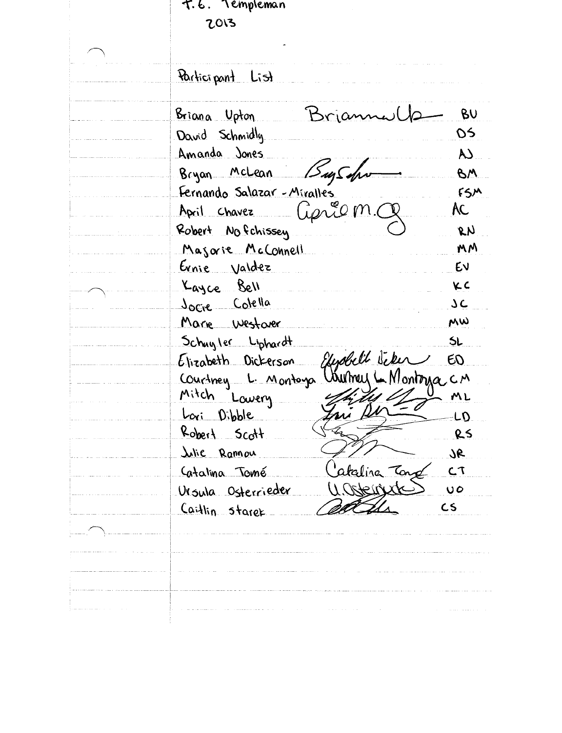T.6. Templeman
2013

Participant List

| Name | Signature | Initials |
|---|---|---|
| Briana Upton | BriannaUp | BU |
| David Schmidly | | DS |
| Amanda Jones | | AJ |
| Bryan McLean | BrySchn | BM |
| Fernando Salazar - Miralles | | FSM |
| April Chavez | April M.C | AC |
| Robert Nofchissey | | RN |
| Majorie McConnell | | MM |
| Ernie Valdez | | EV |
| Kayce Bell | | KC |
| Jocie Colella | | JC |
| Marie Westover | | MW |
| Schuyler Liphardt | | SL |
| Elizabeth Dickerson | Elizabeth Dicker | ED |
| Courtney L. Montoya | Courtney L. Montoya | CM |
| Mitch Lowery | | ML |
| Lori Dibble | Lori Dib | LD |
| Robert Scott | | RS |
| Julie Rannou | | JR |
| Catalina Tomé | Catalina Tomé | CT |
| Ursula Osterrieder | U. Osterrieder | UO |
| Caitlin Starek | | CS |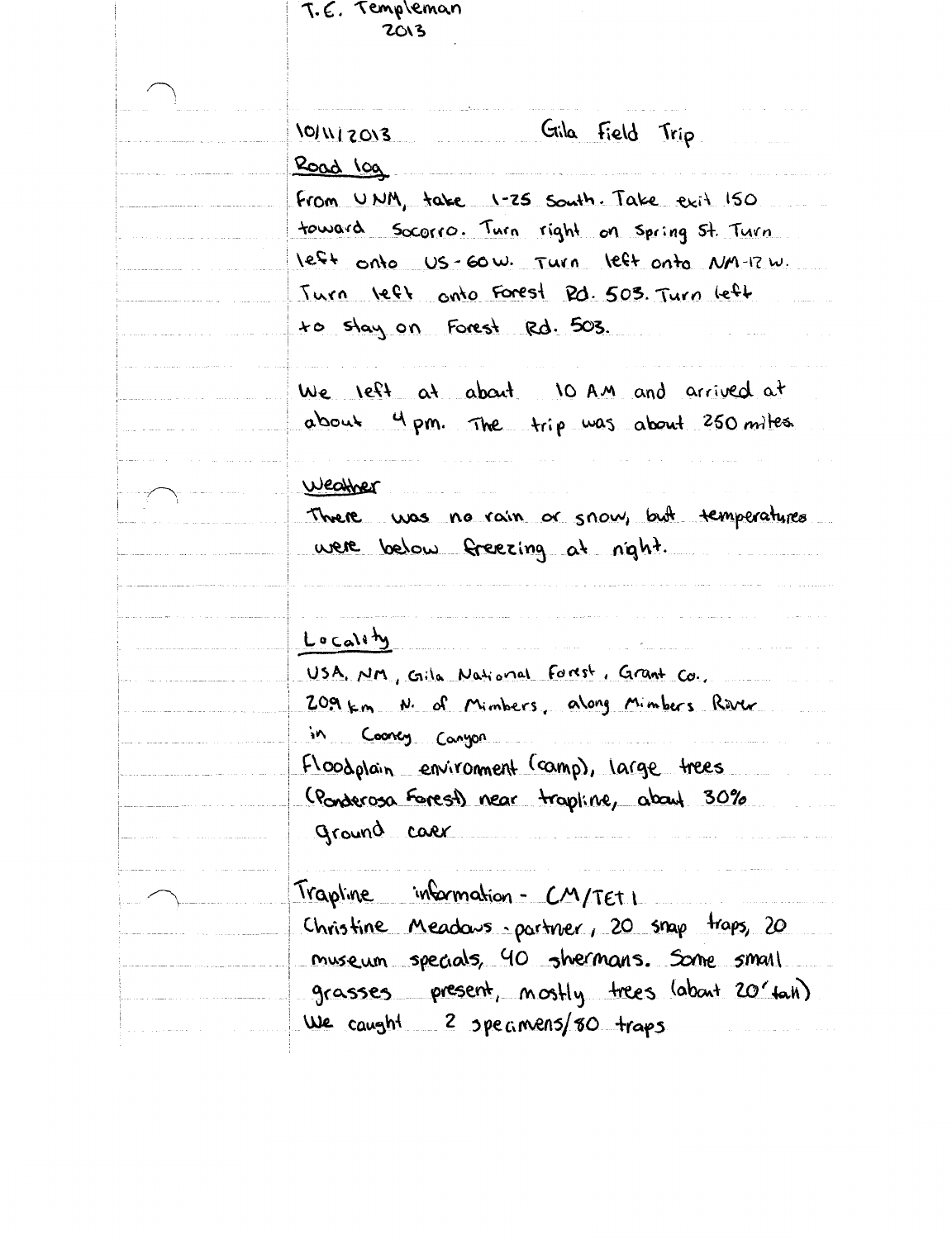T.E. Templeman
2013

10/11/2013 Gila Field Trip

Road log

From UNM, take I-25 South. Take exit 150 toward Socorro. Turn right on Spring St. Turn left onto US-60 W. Turn left onto NM-12 W. Turn left onto Forest Rd. 503. Turn left to stay on Forest Rd. 503.

We left at about 10 AM and arrived at about 4 pm. The trip was about 250 miles.

Weather

There was no rain or snow, but temperatures were below freezing at night.

Locality

USA, NM, Gila National Forest, Grant Co., 20.9 km N. of Mimbers, along Mimbers River in Cooney Canyon

Floodplain environment (camp), large trees (Ponderosa Forest) near trapline, about 30% ground cover

Trapline information - CM/TET 1

Christine Meadows - partner, 20 snap traps, 20 museum specials, 40 shermans. Some small grasses present, mostly trees (about 20' tall)

We caught 2 specimens/80 traps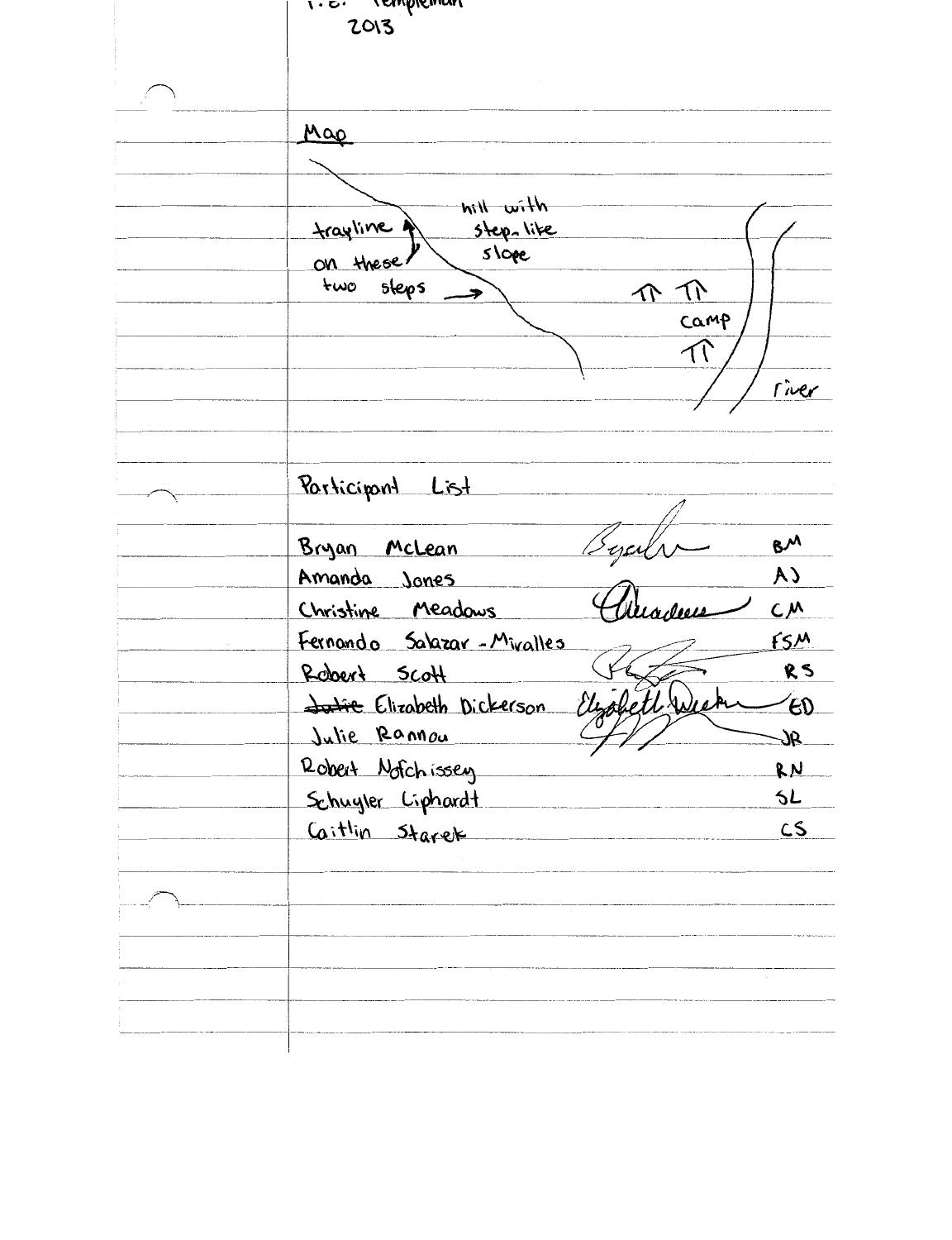T.C. Templeman
2013

## Map

trapline on these two steps

hill with step-like slope

camp

river

## Participant List

| Name | Signature | Initials |
|---|---|---|
| Bryan McLean | Bryan | BM |
| Amanda Jones | | AJ |
| Christine Meadows | CMeadows | CM |
| Fernando Salazar-Miralles | | FSM |
| Robert Scott | RS | RS |
| ~~Katie~~ Elizabeth Dickerson | Elizabeth Dicker | ED |
| Julie Rannou | | JR |
| Robert Nofchissey | | RN |
| Schuyler Liphardt | | SL |
| Caitlin Starek | | CS |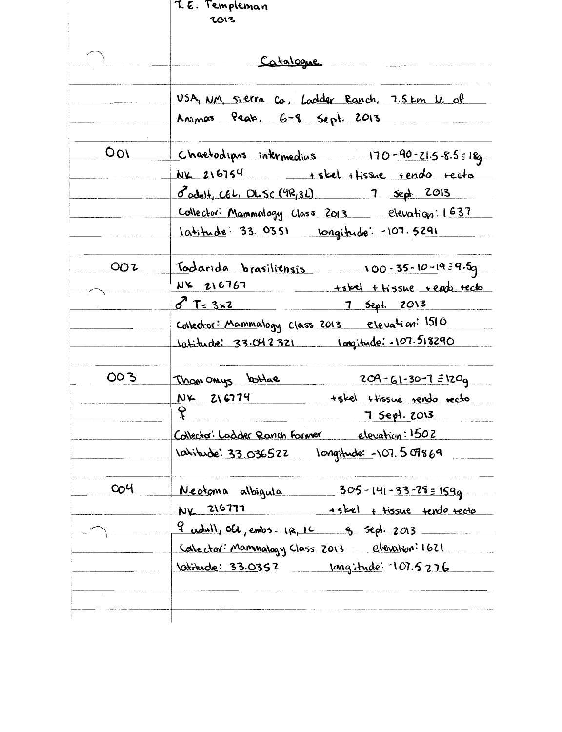T. E. Templeman
2013

## Catalogue

USA, NM, Sierra Co, Ladder Ranch, 7.5 km N. of Animas Peak. 6-8 Sept. 2013

**001**

Chaetodipus intermedius 170-90-21.5-8.5 = 18g
NK 216754 +skel +tissue +endo +ecto
♂ adult, CEL, DLSC (4R,3L) 7 Sept. 2013
Collector: Mammalogy Class 2013 elevation: 1637
latitude: 33.0351 longitude: -107.5291

**002**

Tadarida brasiliensis 100-35-10-19 = 9.5g
NK 216767 +skel +tissue +endo ecto
♂ T = 3x2 7 Sept. 2013
Collector: Mammalogy Class 2013 elevation: 1510
latitude: 33.042321 longitude: -107.518290

**003**

Thomomys bottae 209-61-30-7 = 120g
NK 216774 +skel +tissue +endo +ecto
♀ 7 Sept. 2013
Collector: Ladder Ranch Farmer elevation: 1502
latitude: 33.036522 longitude: -107.509869

**004**

Neotoma albigula 305-141-33-28 = 159g
NK 216777 +skel + tissue +endo +ecto
♀ adult, OGL, embs = 1R, 1L 8 Sept. 2013
Collector: Mammalogy Class 2013 elevation: 1621
latitude: 33.0352 longitude: -107.5276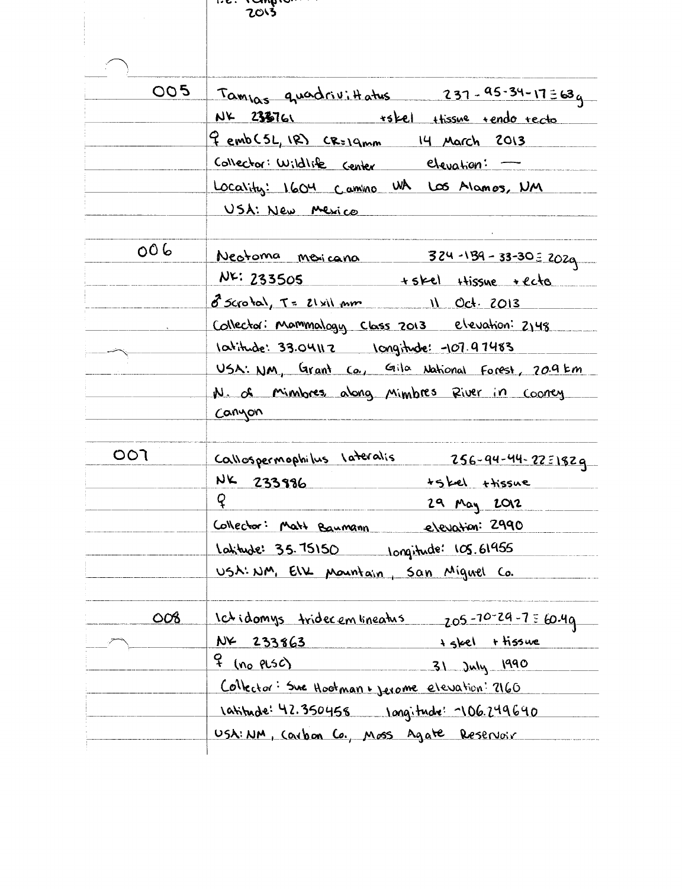2013

**005**

Tamias quadrivittatus 237-95-34-17 = 63g
NK 233761 +skel +tissue +endo +ecto
♀ emb (5L, 1R) CR=19mm 14 March 2013
Collector: Wildlife Center elevation: —
Locality: 1604 Camino UA Los Alamos, NM
USA: New Mexico

**006**

Neotoma mexicana 324-139-33-30 = 202g
NK: 233505 +skel +tissue +ecto
♂ scrotal, T = 21x11 mm 11 Oct. 2013
Collector: Mammalogy Class 2013 elevation: 2148
latitude: 33.04112 longitude: -107.97483
USA: NM, Grant Co., Gila National Forest, 20.9 km N. of Mimbres along Mimbres River in Cooney Canyon

**007**

Callospermophilus lateralis 256-94-44-22 = 182g
NK 233886 +skel +tissue
♀ 29 May 2012
Collector: Matt Baumann elevation: 2990
Latitude: 35.75150 longitude: 105.61955
USA: NM, Elk Mountain, San Miguel Co.

**008**

Ictidomys tridecemlineatus 205-70-29-7 = 60.4g
NK 233863 +skel +tissue
♀ (no PLSC) 31 July 1990
Collector: Sue Hootman + Jerome elevation: 2160
latitude: 42.350458 longitude: -106.249640
USA: NM, Carbon Co., Moss Agate Reservoir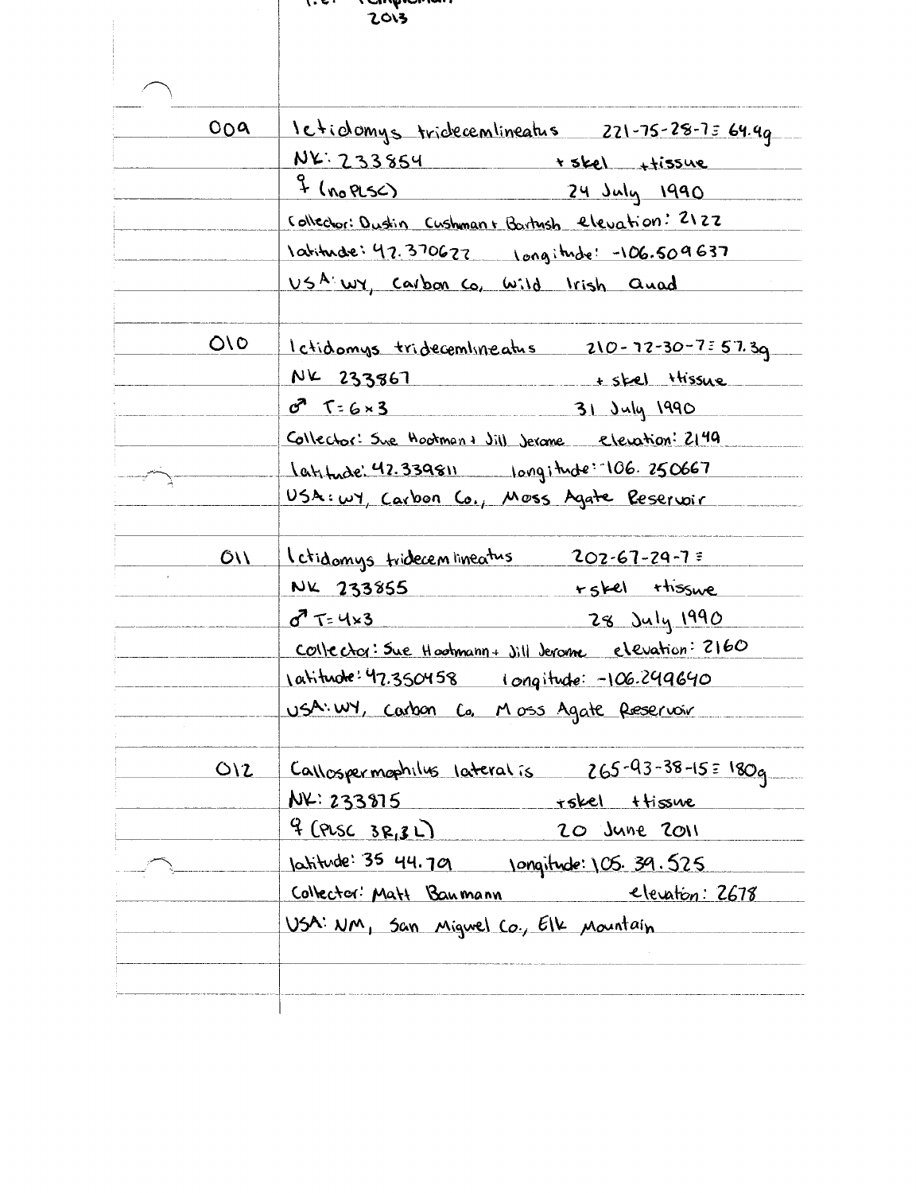2013

009 Ictidomys tridecemlineatus 221-75-28-7 = 64.4g
NK: 233854 + skel + tissue
♀ (no PLSC) 24 July 1990
Collector: Dustin Cushman + Bartush elevation: 2122
latitude: 42.370622 longitude: -106.509637
USA: WY, Carbon Co, Wild Irish Quad

010 Ictidomys tridecemlineatus 210-72-30-7 = 57.3g
NK 233867 + skel + tissue
♂ T = 6×3 31 July 1990
Collector: Sue Hootman + Jill Jerome elevation: 2149
latitude: 42.339811 longitude: -106.250667
USA: WY, Carbon Co., Moss Agate Reservoir

011 Ictidomys tridecemlineatus 202-67-29-7 =
NK 233855 + skel + tissue
♂ T = 4×3 28 July 1990
Collector: Sue Hootmann + Jill Jerome elevation: 2160
latitude: 42.350458 longitude: -106.249640
USA: WY, Carbon Co, Moss Agate Reservoir

012 Callospermophilus lateralis 265-93-38-15 = 180g
NK: 233875 + skel + tissue
♀ (PLSC 3R, 3L) 20 June 2011
latitude: 35 44.79 longitude: 105. 39.525
Collector: Matt Baumann elevation: 2678
USA: NM, San Miguel Co., Elk Mountain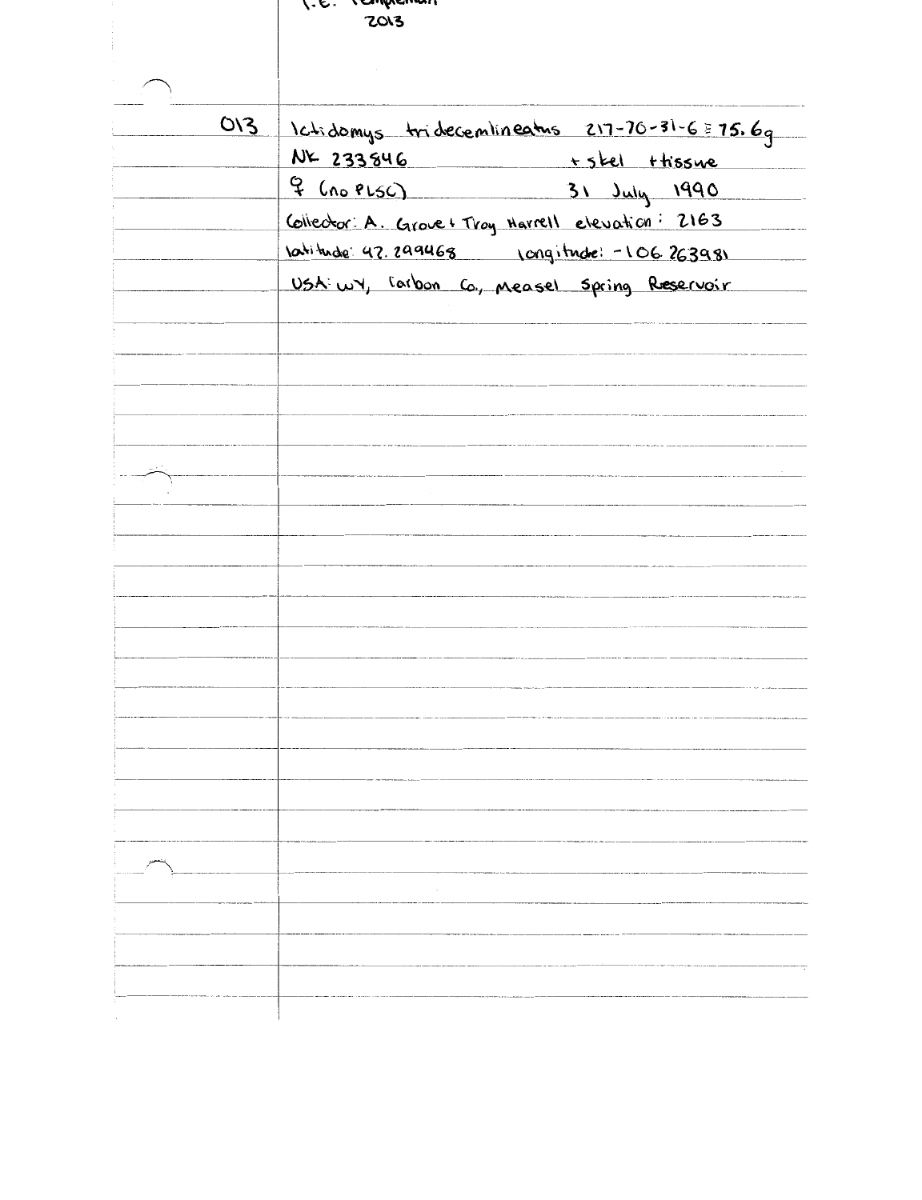T.E. Templeman
2013

013 Ictidomys tridecemlineatus 217-70-31-6 ≡ 75.6g
NK 233846 + skel + tissue
♀ (no PLSC) 31 July 1990
Collector: A. Grove + Troy Harrell elevation: 2163
latitude: 42.299468 longitude: -106.263981
USA: WY, Carbon Co., Measel Spring Reservoir